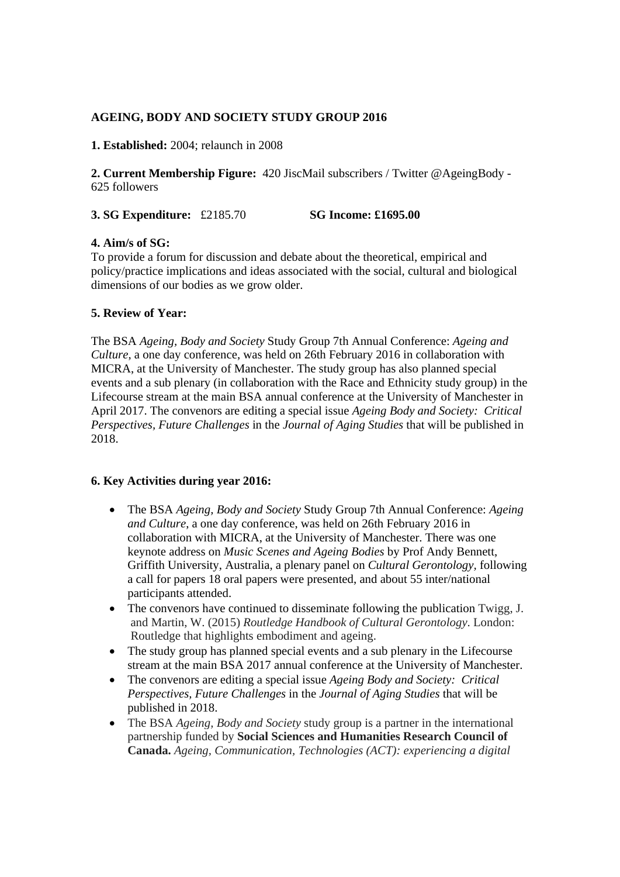**AGEING, BODY AND SOCIETY STUDY GROUP 2016**

**1. Established:** 2004; relaunch in 2008

**2. Current Membership Figure:** 420 JiscMail subscribers / Twitter @AgeingBody - 625 followers

**3. SG Expenditure:** £2185.70 **SG Income: £1695.00**

**4. Aim/s of SG:**

To provide a forum for discussion and debate about the theoretical, empirical and policy/practice implications and ideas associated with the social, cultural and biological dimensions of our bodies as we grow older.

**5. Review of Year:**

The BSA *Ageing, Body and Society* Study Group 7th Annual Conference: *Ageing and Culture*, a one day conference, was held on 26th February 2016 in collaboration with MICRA, at the University of Manchester. The study group has also planned special events and a sub plenary (in collaboration with the Race and Ethnicity study group) in the Lifecourse stream at the main BSA annual conference at the University of Manchester in April 2017. The convenors are editing a special issue *Ageing Body and Society: Critical Perspectives, Future Challenges* in the *Journal of Aging Studies* that will be published in 2018.

**6. Key Activities during year 2016:**

- The BSA *Ageing, Body and Society* Study Group 7th Annual Conference: *Ageing and Culture*, a one day conference, was held on 26th February 2016 in collaboration with MICRA, at the University of Manchester. There was one keynote address on *Music Scenes and Ageing Bodies* by Prof Andy Bennett, Griffith University, Australia, a plenary panel on *Cultural Gerontology*, following a call for papers 18 oral papers were presented, and about 55 inter/national participants attended.
- The convenors have continued to disseminate following the publication Twigg, J. and Martin, W. (2015) *Routledge Handbook of Cultural Gerontology*. London: Routledge that highlights embodiment and ageing.
- The study group has planned special events and a sub plenary in the Lifecourse stream at the main BSA 2017 annual conference at the University of Manchester.
- The convenors are editing a special issue *Ageing Body and Society: Critical Perspectives, Future Challenges* in the *Journal of Aging Studies* that will be published in 2018.
- The BSA *Ageing, Body and Society* study group is a partner in the international partnership funded by **Social Sciences and Humanities Research Council of Canada.** *Ageing, Communication, Technologies (ACT): experiencing a digital*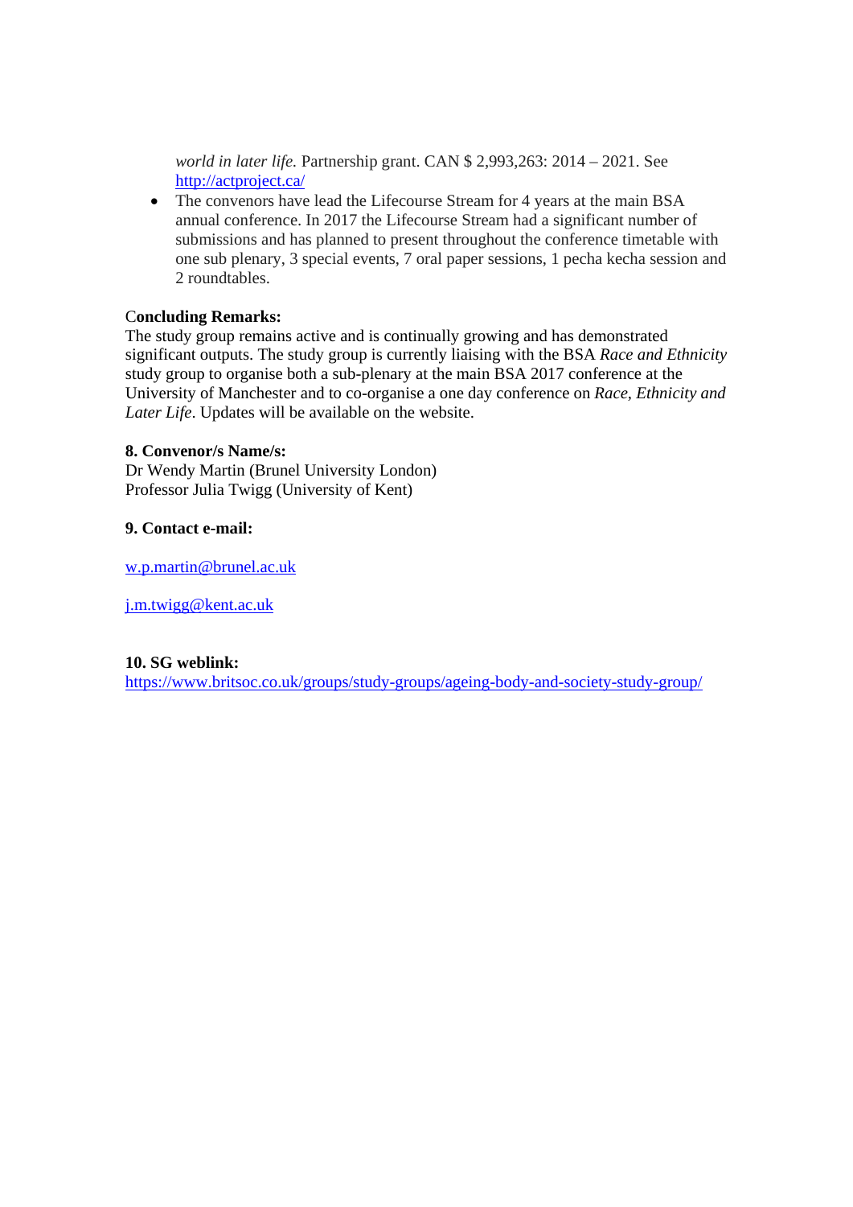*world in later life.* Partnership grant. CAN $ 2,993,263: 2014 – 2021. See http://actproject.ca/

- The convenors have lead the Lifecourse Stream for 4 years at the main BSA annual conference. In 2017 the Lifecourse Stream had a significant number of submissions and has planned to present throughout the conference timetable with one sub plenary, 3 special events, 7 oral paper sessions, 1 pecha kecha session and 2 roundtables.

**Concluding Remarks:**
The study group remains active and is continually growing and has demonstrated significant outputs. The study group is currently liaising with the BSA *Race and Ethnicity* study group to organise both a sub-plenary at the main BSA 2017 conference at the University of Manchester and to co-organise a one day conference on *Race, Ethnicity and Later Life*. Updates will be available on the website.

**8. Convenor/s Name/s:**
Dr Wendy Martin (Brunel University London)
Professor Julia Twigg (University of Kent)

**9. Contact e-mail:**

w.p.martin@brunel.ac.uk

j.m.twigg@kent.ac.uk

**10. SG weblink:**
https://www.britsoc.co.uk/groups/study-groups/ageing-body-and-society-study-group/